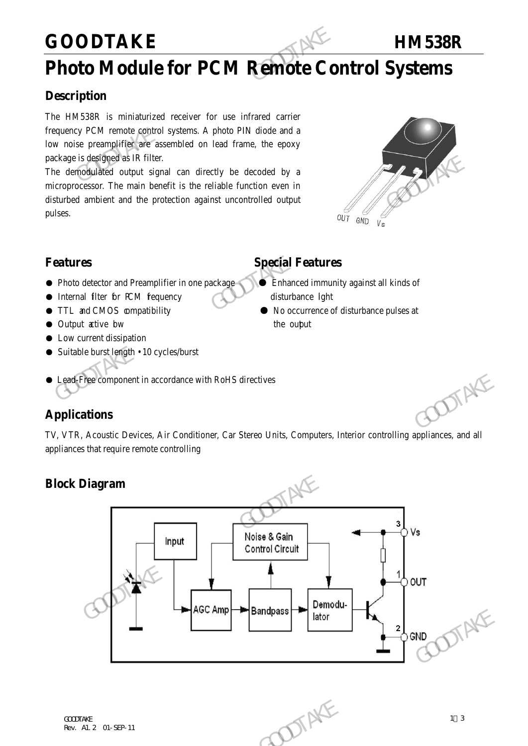# GOODTAKE HM538R

# Photo Module for PCM Remote Control Systems

## Description

The HM538R is miniaturized receiver for use infrared carrier frequency PCM remote control systems. A photo PIN diode and a low noise preamplifier are assembled on lead frame, the epoxy package is designed as IR filter.

The demodulated output signal can directly be decoded by a microprocessor. The main benefit is the reliable function even in disturbed ambient and the protection against uncontrolled output pulses.

OUT GND Vs

## Features

- Photo detector and Preamplifier in one package
- Internal filter for PCM frequency
- TTL and CMOS compatibility
- Output active low
- Low current dissipation
- Suitable burst length • 10 cycles/burst
- Lead-Free component in accordance with RoHS directives

## Special Features

- Enhanced immunity against all kinds of disturbance light
- No occurrence of disturbance pulses at the output

## Applications

TV, VTR, Acoustic Devices, Air Conditioner, Car Stereo Units, Computers, Interior controlling appliances, and all appliances that require remote controlling

## Block Diagram

Input → AGC Amp → Bandpass → Demodulator; Noise & Gain Control Circuit

3 Vs, 1 OUT, 2 GND

Rev. A1.2 01-SEP-11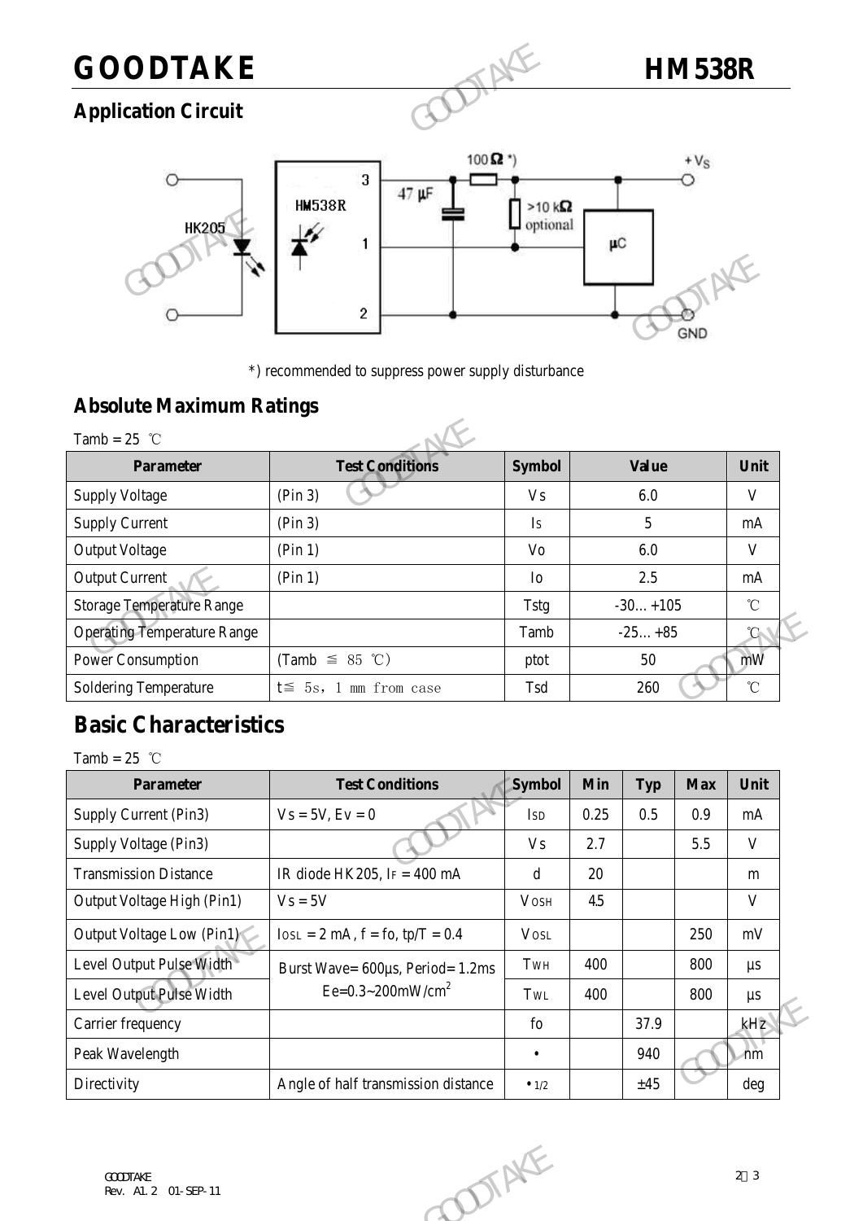## Application Circuit

*) recommended to suppress power supply disturbance

## Absolute Maximum Ratings

Tamb = 25 ℃

| Parameter | Test Conditions | Symbol | Value | Unit |
|---|---|---|---|---|
| Supply Voltage | (Pin 3) | Vs | 6.0 | V |
| Supply Current | (Pin 3) | Is | 5 | mA |
| Output Voltage | (Pin 1) | Vo | 6.0 | V |
| Output Current | (Pin 1) | Io | 2.5 | mA |
| Storage Temperature Range | | Tstg | -30…+105 | ℃ |
| Operating Temperature Range | | Tamb | -25…+85 | ℃ |
| Power Consumption | (Tamb ≦ 85 ℃) | ptot | 50 | mW |
| Soldering Temperature | t≦ 5s, 1 mm from case | Tsd | 260 | ℃ |

## Basic Characteristics

Tamb = 25 ℃

| Parameter | Test Conditions | Symbol | Min | Typ | Max | Unit |
|---|---|---|---|---|---|---|
| Supply Current (Pin3) | Vs = 5V, Ev = 0 | $I_{SD}$ | 0.25 | 0.5 | 0.9 | mA |
| Supply Voltage (Pin3) | | Vs | 2.7 | | 5.5 | V |
| Transmission Distance | IR diode HK205, $I_F$ = 400 mA | d | 20 | | | m |
| Output Voltage High (Pin1) | Vs = 5V | $V_{OSH}$ | 4.5 | | | V |
| Output Voltage Low (Pin1) | $I_{OSL}$ = 2 mA, f = fo, tp/T = 0.4 | $V_{OSL}$ | | | 250 | mV |
| Level Output Pulse Width | Burst Wave= 600μs, Period= 1.2ms Ee=0.3~200mW/cm$^2$ | $T_{WH}$ | 400 | | 800 | μs |
| Level Output Pulse Width | | $T_{WL}$ | 400 | | 800 | μs |
| Carrier frequency | | fo | | 37.9 | | kHz |
| Peak Wavelength | | • | | 940 | | nm |
| Directivity | Angle of half transmission distance | •$_{1/2}$ | | ±45 | | deg |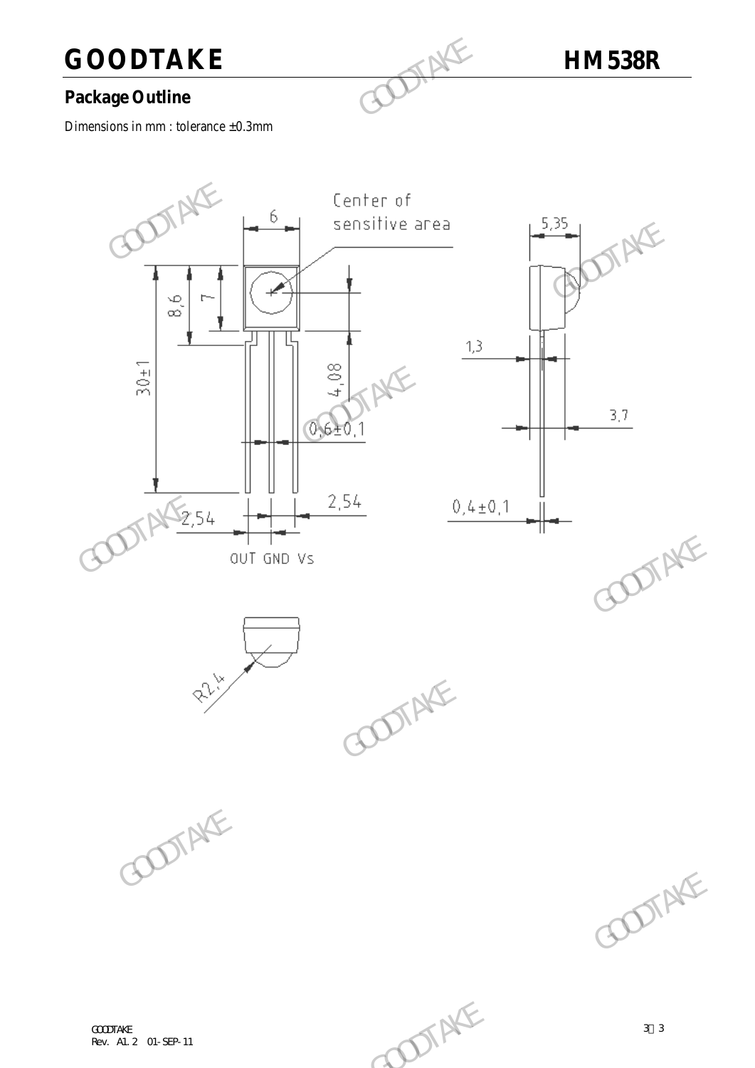## Package Outline

Dimensions in mm : tolerance ±0.3mm

Center of sensitive area

6

5,35

8,6

7

30±1

4,08

1,3

0,6±0,1

3,7

2,54

2,54

0,4±0,1

OUT GND Vs

R2,4